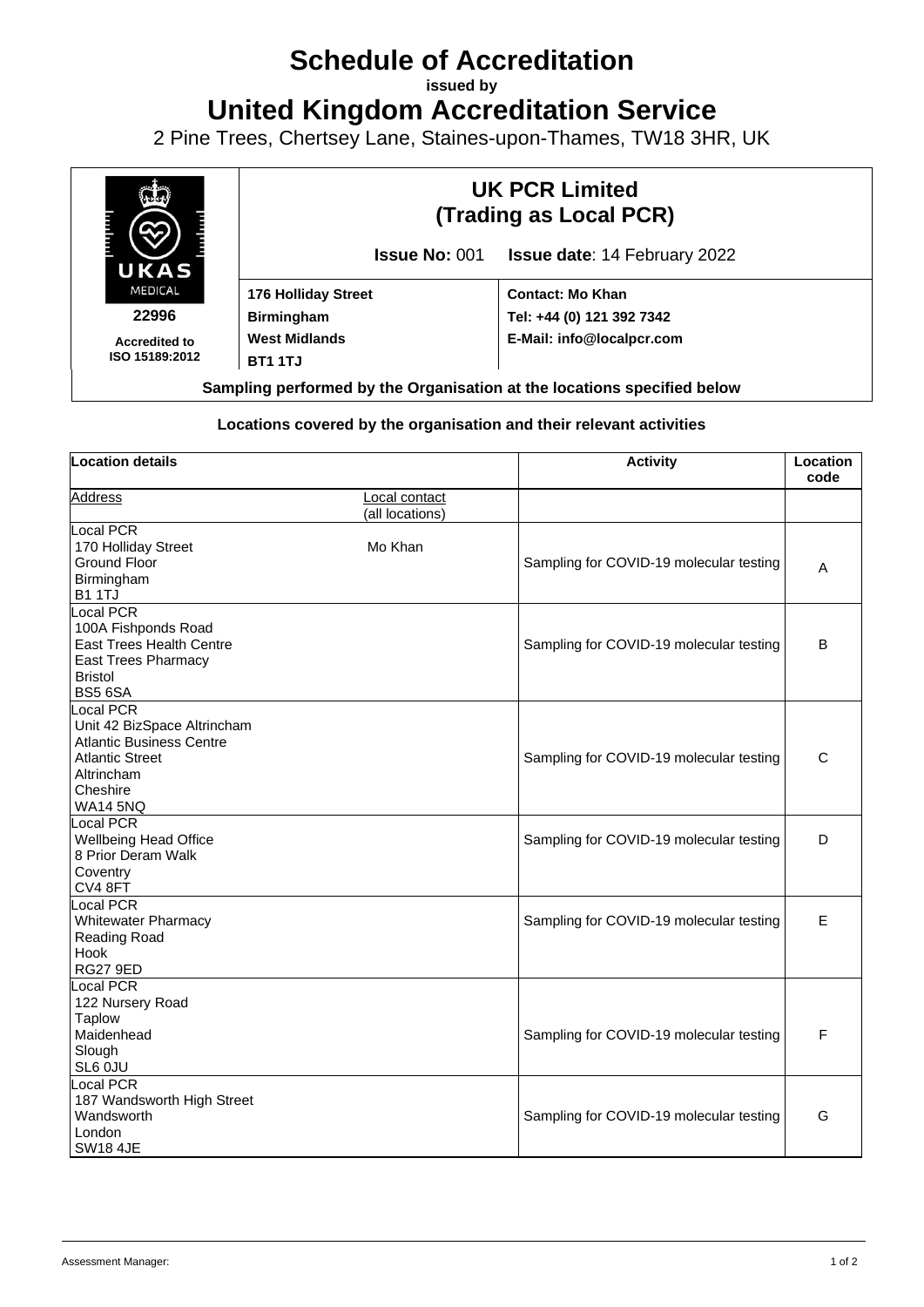# Schedule of Accreditation

**issued by**

# United Kingdom Accreditation Service

2 Pine Trees, Chertsey Lane, Staines-upon-Thames, TW18 3HR, UK

UKAS MEDICAL

**22996**

**Accredited to ISO 15189:2012**

## UK PCR Limited (Trading as Local PCR)

**Issue No:** 001 **Issue date**: 14 February 2022

| | |
|---|---|
| **176 Holliday Street** | **Contact: Mo Khan** |
| **Birmingham** | **Tel: +44 (0) 121 392 7342** |
| **West Midlands** | **E-Mail: info@localpcr.com** |
| **BT1 1TJ** | |

**Sampling performed by the Organisation at the locations specified below**

### Locations covered by the organisation and their relevant activities

| Location details | | Activity | Location code |
|---|---|---|---|
| Address | Local contact (all locations) | | |
| Local PCR<br>170 Holliday Street<br>Ground Floor<br>Birmingham<br>B1 1TJ | Mo Khan | Sampling for COVID-19 molecular testing | A |
| Local PCR<br>100A Fishponds Road<br>East Trees Health Centre<br>East Trees Pharmacy<br>Bristol<br>BS5 6SA | | Sampling for COVID-19 molecular testing | B |
| Local PCR<br>Unit 42 BizSpace Altrincham<br>Atlantic Business Centre<br>Atlantic Street<br>Altrincham<br>Cheshire<br>WA14 5NQ | | Sampling for COVID-19 molecular testing | C |
| Local PCR<br>Wellbeing Head Office<br>8 Prior Deram Walk<br>Coventry<br>CV4 8FT | | Sampling for COVID-19 molecular testing | D |
| Local PCR<br>Whitewater Pharmacy<br>Reading Road<br>Hook<br>RG27 9ED | | Sampling for COVID-19 molecular testing | E |
| Local PCR<br>122 Nursery Road<br>Taplow<br>Maidenhead<br>Slough<br>SL6 0JU | | Sampling for COVID-19 molecular testing | F |
| Local PCR<br>187 Wandsworth High Street<br>Wandsworth<br>London<br>SW18 4JE | | Sampling for COVID-19 molecular testing | G |

Assessment Manager: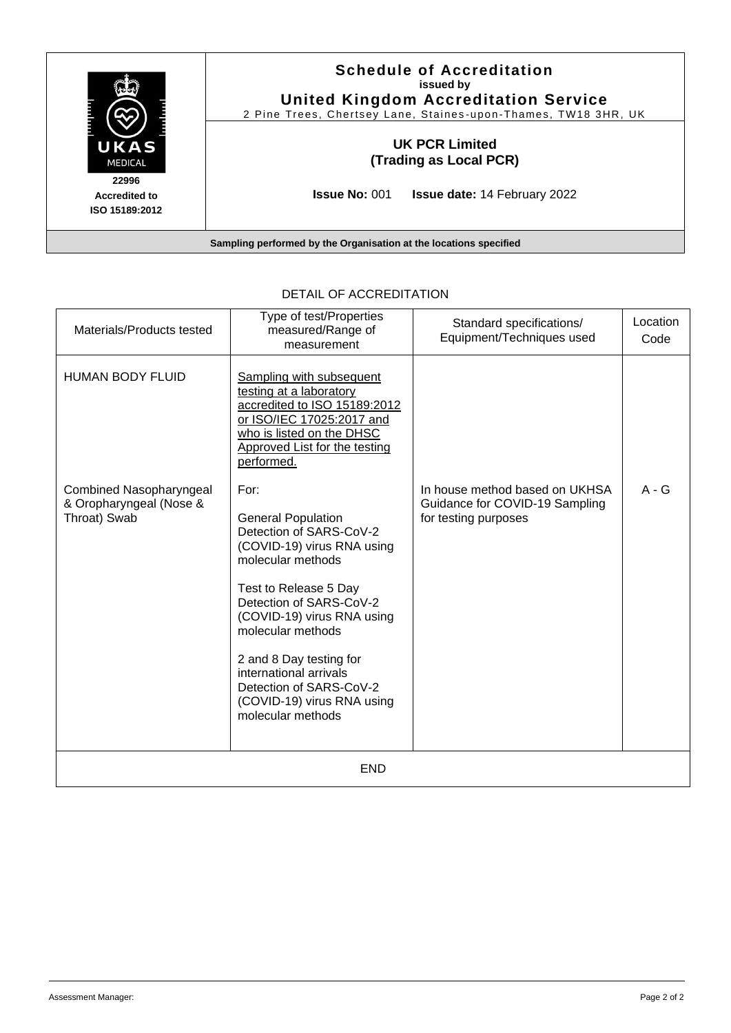| | |
|---|---|
| UKAS MEDICAL<br>22996<br>**Accredited to ISO 15189:2012** | **Schedule of Accreditation**<br>**issued by**<br>**United Kingdom Accreditation Service**<br>2 Pine Trees, Chertsey Lane, Staines-upon-Thames, TW18 3HR, UK<br><br>**UK PCR Limited**<br>**(Trading as Local PCR)**<br><br>**Issue No:** 001 **Issue date:** 14 February 2022 |

**Sampling performed by the Organisation at the locations specified**

DETAIL OF ACCREDITATION

| Materials/Products tested | Type of test/Properties measured/Range of measurement | Standard specifications/ Equipment/Techniques used | Location Code |
|---|---|---|---|
| HUMAN BODY FLUID | Sampling with subsequent testing at a laboratory accredited to ISO 15189:2012 or ISO/IEC 17025:2017 and who is listed on the DHSC Approved List for the testing performed. | | |
| Combined Nasopharyngeal & Oropharyngeal (Nose & Throat) Swab | For:<br><br>General Population Detection of SARS-CoV-2 (COVID-19) virus RNA using molecular methods<br><br>Test to Release 5 Day Detection of SARS-CoV-2 (COVID-19) virus RNA using molecular methods<br><br>2 and 8 Day testing for international arrivals Detection of SARS-CoV-2 (COVID-19) virus RNA using molecular methods | In house method based on UKHSA Guidance for COVID-19 Sampling for testing purposes | A - G |

END

Assessment Manager: